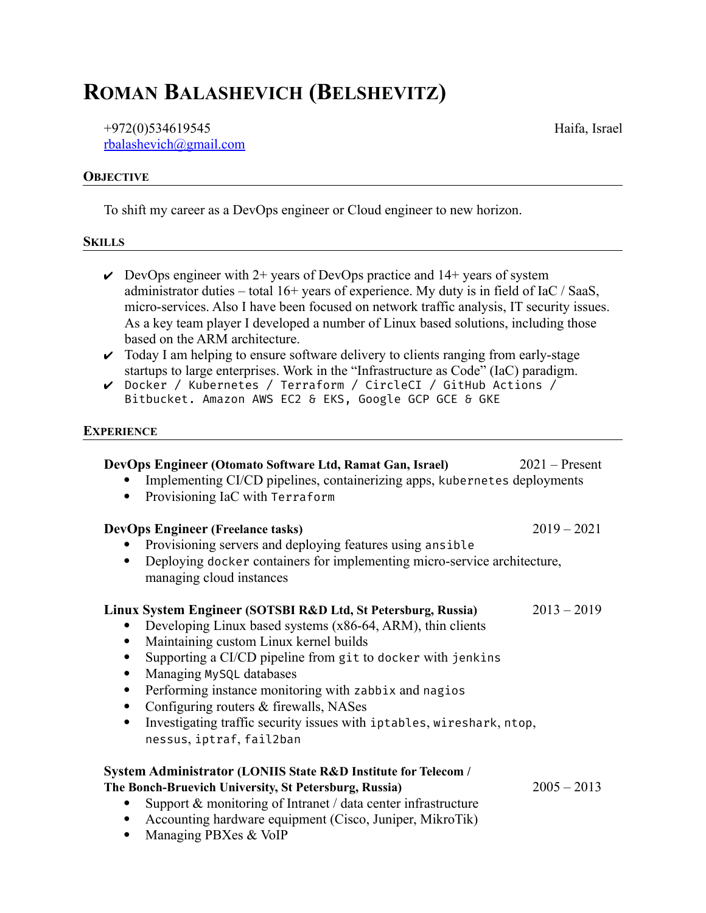# ROMAN BALASHEVICH (BELSHEVITZ)

+972(0)534619545 Haifa, Israel
rbalashevich@gmail.com

## OBJECTIVE

To shift my career as a DevOps engineer or Cloud engineer to new horizon.

## SKILLS

- ✔ DevOps engineer with 2+ years of DevOps practice and 14+ years of system administrator duties – total 16+ years of experience. My duty is in field of IaC / SaaS, micro-services. Also I have been focused on network traffic analysis, IT security issues. As a key team player I developed a number of Linux based solutions, including those based on the ARM architecture.
- ✔ Today I am helping to ensure software delivery to clients ranging from early-stage startups to large enterprises. Work in the "Infrastructure as Code" (IaC) paradigm.
- ✔ `Docker / Kubernetes / Terraform / CircleCI / GitHub Actions / Bitbucket. Amazon AWS EC2 & EKS, Google GCP GCE & GKE`

## EXPERIENCE

**DevOps Engineer (Otomato Software Ltd, Ramat Gan, Israel)** 2021 – Present

- Implementing CI/CD pipelines, containerizing apps, `kubernetes` deployments
- Provisioning IaC with `Terraform`

**DevOps Engineer (Freelance tasks)** 2019 – 2021

- Provisioning servers and deploying features using `ansible`
- Deploying `docker` containers for implementing micro-service architecture, managing cloud instances

**Linux System Engineer (SOTSBI R&D Ltd, St Petersburg, Russia)** 2013 – 2019

- Developing Linux based systems (x86-64, ARM), thin clients
- Maintaining custom Linux kernel builds
- Supporting a CI/CD pipeline from `git` to `docker` with `jenkins`
- Managing `MySQL` databases
- Performing instance monitoring with `zabbix` and `nagios`
- Configuring routers & firewalls, NASes
- Investigating traffic security issues with `iptables`, `wireshark`, `ntop`, `nessus`, `iptraf`, `fail2ban`

**System Administrator (LONIIS State R&D Institute for Telecom / The Bonch-Bruevich University, St Petersburg, Russia)** 2005 – 2013

- Support & monitoring of Intranet / data center infrastructure
- Accounting hardware equipment (Cisco, Juniper, MikroTik)
- Managing PBXes & VoIP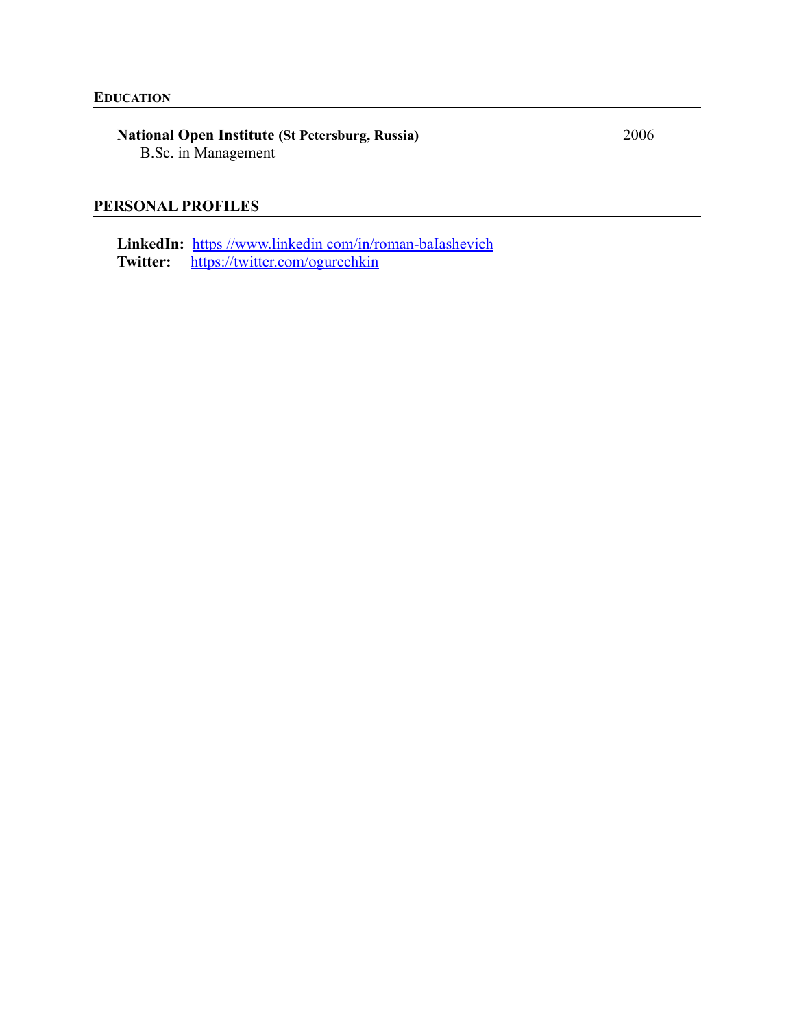## EDUCATION

**National Open Institute (St Petersburg, Russia)** 2006
B.Sc. in Management

## PERSONAL PROFILES

**LinkedIn:** https //www.linkedin com/in/roman-baIashevich
**Twitter:** https://twitter.com/ogurechkin